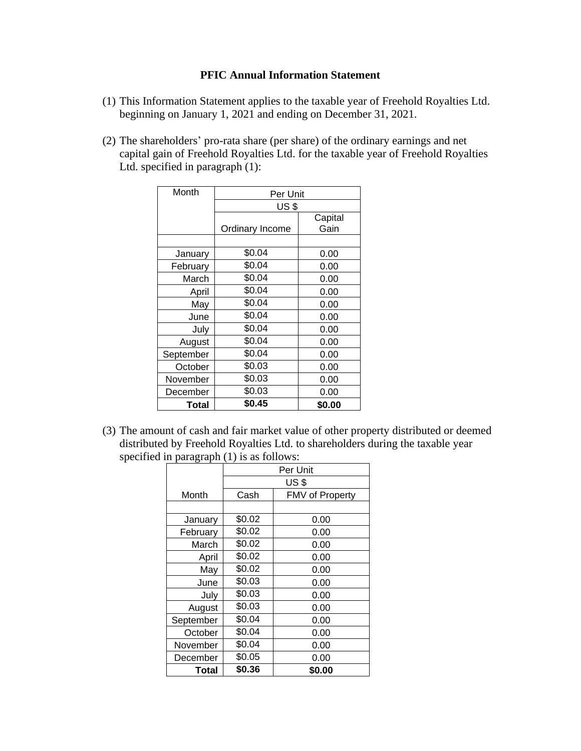**PFIC Annual Information Statement**

(1) This Information Statement applies to the taxable year of Freehold Royalties Ltd. beginning on January 1, 2021 and ending on December 31, 2021.

(2) The shareholders' pro-rata share (per share) of the ordinary earnings and net capital gain of Freehold Royalties Ltd. for the taxable year of Freehold Royalties Ltd. specified in paragraph (1):

| Month | Per Unit | |
|---|---|---|
| | US $ | |
| | Ordinary Income | Capital Gain |
| | | |
| January | $0.04 | 0.00 |
| February | $0.04 | 0.00 |
| March | $0.04 | 0.00 |
| April | $0.04 | 0.00 |
| May | $0.04 | 0.00 |
| June | $0.04 | 0.00 |
| July | $0.04 | 0.00 |
| August | $0.04 | 0.00 |
| September | $0.04 | 0.00 |
| October | $0.03 | 0.00 |
| November | $0.03 | 0.00 |
| December | $0.03 | 0.00 |
| **Total** | **$0.45** | **$0.00** |

(3) The amount of cash and fair market value of other property distributed or deemed distributed by Freehold Royalties Ltd. to shareholders during the taxable year specified in paragraph (1) is as follows:

| | Per Unit | |
|---|---|---|
| | US $ | |
| Month | Cash | FMV of Property |
| | | |
| January | $0.02 | 0.00 |
| February | $0.02 | 0.00 |
| March | $0.02 | 0.00 |
| April | $0.02 | 0.00 |
| May | $0.02 | 0.00 |
| June | $0.03 | 0.00 |
| July | $0.03 | 0.00 |
| August | $0.03 | 0.00 |
| September | $0.04 | 0.00 |
| October | $0.04 | 0.00 |
| November | $0.04 | 0.00 |
| December | $0.05 | 0.00 |
| **Total** | **$0.36** | **$0.00** |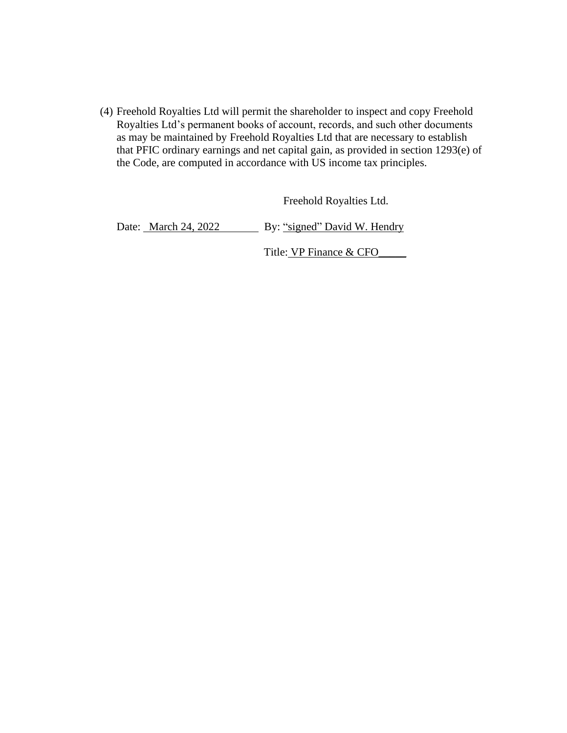(4) Freehold Royalties Ltd will permit the shareholder to inspect and copy Freehold Royalties Ltd's permanent books of account, records, and such other documents as may be maintained by Freehold Royalties Ltd that are necessary to establish that PFIC ordinary earnings and net capital gain, as provided in section 1293(e) of the Code, are computed in accordance with US income tax principles.

Freehold Royalties Ltd.

Date: March 24, 2022 By: "signed" David W. Hendry

Title: VP Finance & CFO